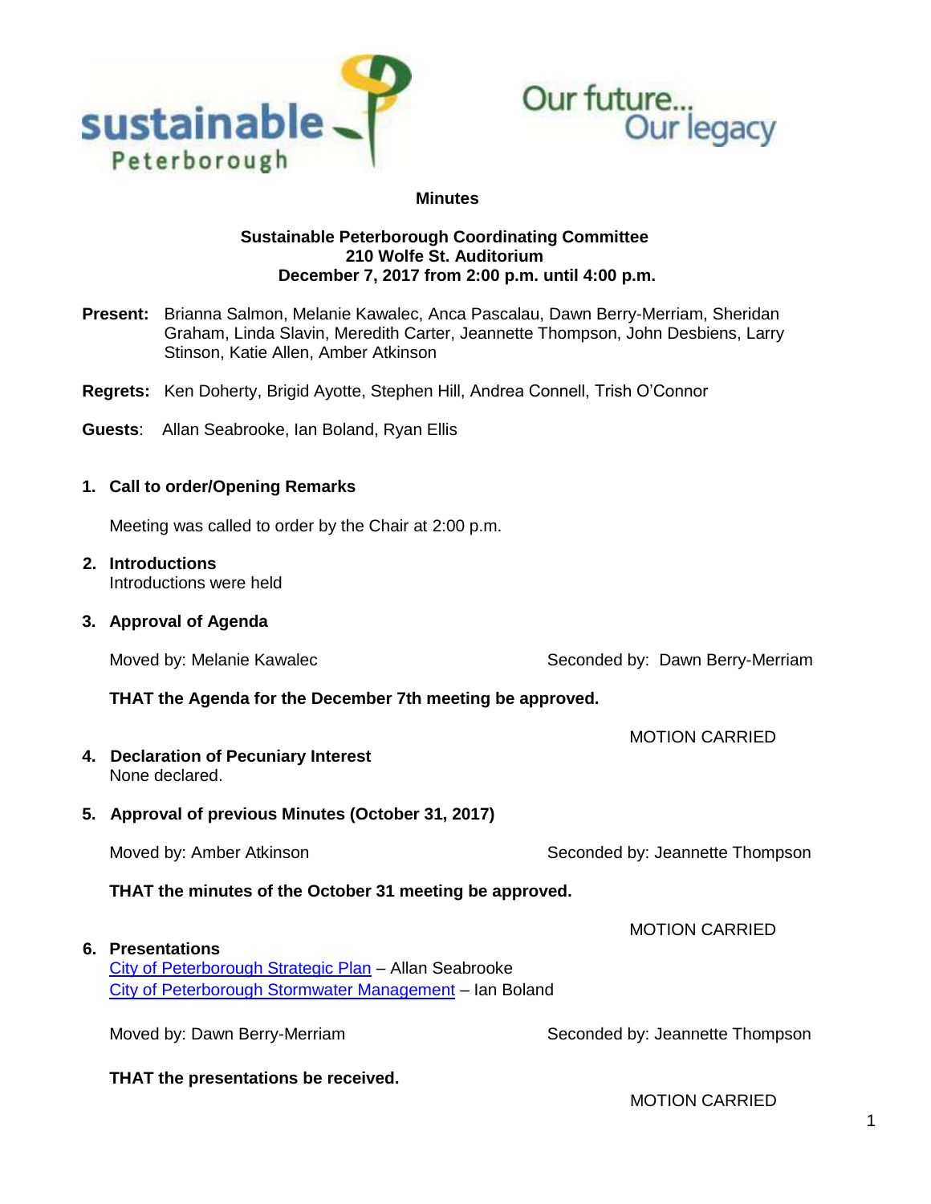**Minutes**

**Sustainable Peterborough Coordinating Committee**
**210 Wolfe St. Auditorium**
**December 7, 2017 from 2:00 p.m. until 4:00 p.m.**

**Present:** Brianna Salmon, Melanie Kawalec, Anca Pascalau, Dawn Berry-Merriam, Sheridan Graham, Linda Slavin, Meredith Carter, Jeannette Thompson, John Desbiens, Larry Stinson, Katie Allen, Amber Atkinson

**Regrets:** Ken Doherty, Brigid Ayotte, Stephen Hill, Andrea Connell, Trish O'Connor

**Guests**: Allan Seabrooke, Ian Boland, Ryan Ellis

## 1. Call to order/Opening Remarks

Meeting was called to order by the Chair at 2:00 p.m.

## 2. Introductions

Introductions were held

## 3. Approval of Agenda

Moved by: Melanie Kawalec    Seconded by: Dawn Berry-Merriam

**THAT the Agenda for the December 7th meeting be approved.**

MOTION CARRIED

## 4. Declaration of Pecuniary Interest

None declared.

## 5. Approval of previous Minutes (October 31, 2017)

Moved by: Amber Atkinson    Seconded by: Jeannette Thompson

**THAT the minutes of the October 31 meeting be approved.**

MOTION CARRIED

## 6. Presentations

City of Peterborough Strategic Plan – Allan Seabrooke
City of Peterborough Stormwater Management – Ian Boland

Moved by: Dawn Berry-Merriam    Seconded by: Jeannette Thompson

**THAT the presentations be received.**

MOTION CARRIED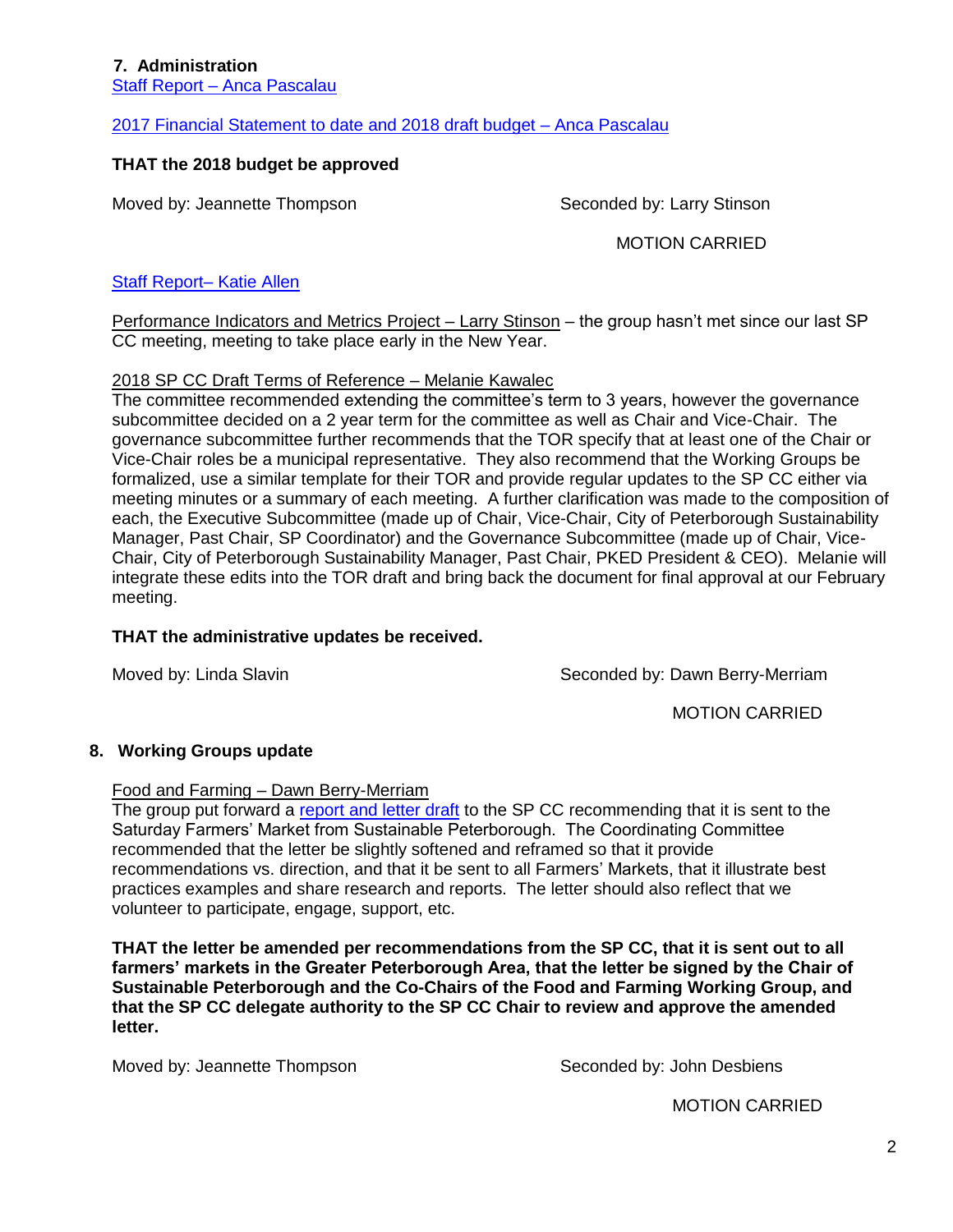## 7. Administration

Staff Report – Anca Pascalau

2017 Financial Statement to date and 2018 draft budget – Anca Pascalau

**THAT the 2018 budget be approved**

Moved by: Jeannette Thompson Seconded by: Larry Stinson

MOTION CARRIED

Staff Report– Katie Allen

Performance Indicators and Metrics Project – Larry Stinson – the group hasn't met since our last SP CC meeting, meeting to take place early in the New Year.

2018 SP CC Draft Terms of Reference – Melanie Kawalec

The committee recommended extending the committee's term to 3 years, however the governance subcommittee decided on a 2 year term for the committee as well as Chair and Vice-Chair. The governance subcommittee further recommends that the TOR specify that at least one of the Chair or Vice-Chair roles be a municipal representative. They also recommend that the Working Groups be formalized, use a similar template for their TOR and provide regular updates to the SP CC either via meeting minutes or a summary of each meeting. A further clarification was made to the composition of each, the Executive Subcommittee (made up of Chair, Vice-Chair, City of Peterborough Sustainability Manager, Past Chair, SP Coordinator) and the Governance Subcommittee (made up of Chair, Vice-Chair, City of Peterborough Sustainability Manager, Past Chair, PKED President & CEO). Melanie will integrate these edits into the TOR draft and bring back the document for final approval at our February meeting.

**THAT the administrative updates be received.**

Moved by: Linda Slavin Seconded by: Dawn Berry-Merriam

MOTION CARRIED

## 8. Working Groups update

Food and Farming – Dawn Berry-Merriam

The group put forward a report and letter draft to the SP CC recommending that it is sent to the Saturday Farmers' Market from Sustainable Peterborough. The Coordinating Committee recommended that the letter be slightly softened and reframed so that it provide recommendations vs. direction, and that it be sent to all Farmers' Markets, that it illustrate best practices examples and share research and reports. The letter should also reflect that we volunteer to participate, engage, support, etc.

**THAT the letter be amended per recommendations from the SP CC, that it is sent out to all farmers' markets in the Greater Peterborough Area, that the letter be signed by the Chair of Sustainable Peterborough and the Co-Chairs of the Food and Farming Working Group, and that the SP CC delegate authority to the SP CC Chair to review and approve the amended letter.**

Moved by: Jeannette Thompson Seconded by: John Desbiens

MOTION CARRIED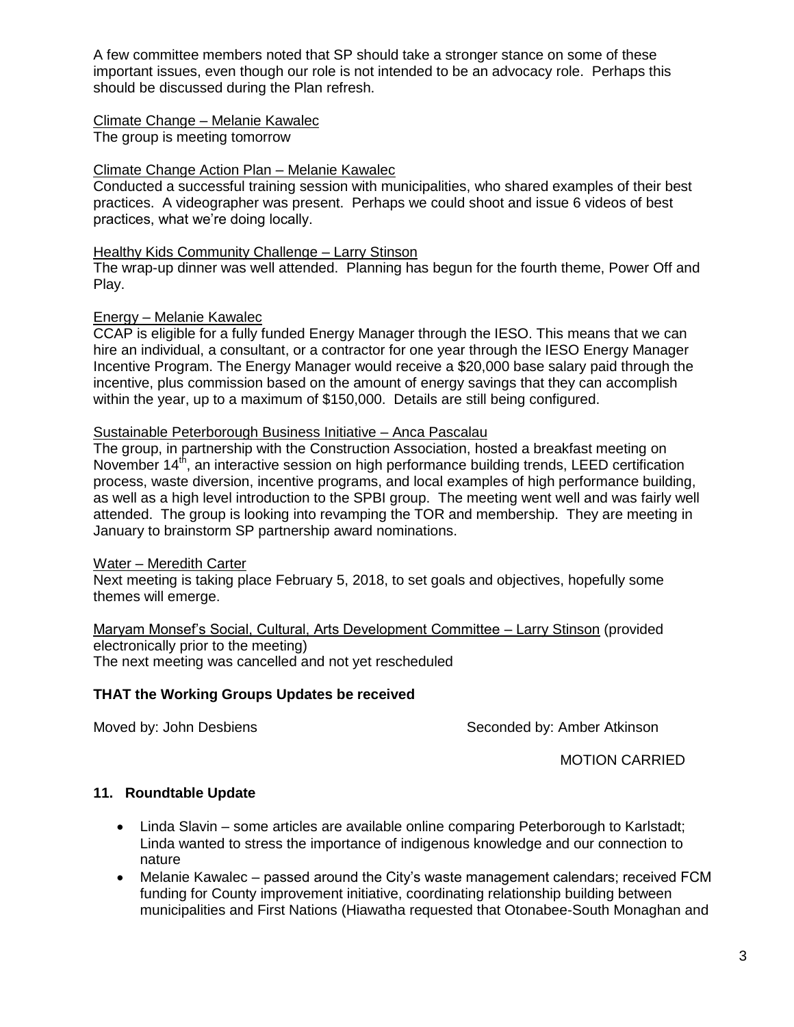A few committee members noted that SP should take a stronger stance on some of these important issues, even though our role is not intended to be an advocacy role. Perhaps this should be discussed during the Plan refresh.

Climate Change – Melanie Kawalec
The group is meeting tomorrow

Climate Change Action Plan – Melanie Kawalec
Conducted a successful training session with municipalities, who shared examples of their best practices. A videographer was present. Perhaps we could shoot and issue 6 videos of best practices, what we're doing locally.

Healthy Kids Community Challenge – Larry Stinson
The wrap-up dinner was well attended. Planning has begun for the fourth theme, Power Off and Play.

Energy – Melanie Kawalec
CCAP is eligible for a fully funded Energy Manager through the IESO. This means that we can hire an individual, a consultant, or a contractor for one year through the IESO Energy Manager Incentive Program. The Energy Manager would receive a $20,000 base salary paid through the incentive, plus commission based on the amount of energy savings that they can accomplish within the year, up to a maximum of $150,000. Details are still being configured.

Sustainable Peterborough Business Initiative – Anca Pascalau
The group, in partnership with the Construction Association, hosted a breakfast meeting on November 14th, an interactive session on high performance building trends, LEED certification process, waste diversion, incentive programs, and local examples of high performance building, as well as a high level introduction to the SPBI group. The meeting went well and was fairly well attended. The group is looking into revamping the TOR and membership. They are meeting in January to brainstorm SP partnership award nominations.

Water – Meredith Carter
Next meeting is taking place February 5, 2018, to set goals and objectives, hopefully some themes will emerge.

Maryam Monsef's Social, Cultural, Arts Development Committee – Larry Stinson (provided electronically prior to the meeting)
The next meeting was cancelled and not yet rescheduled

**THAT the Working Groups Updates be received**

Moved by: John Desbiens Seconded by: Amber Atkinson

MOTION CARRIED

## 11. Roundtable Update

- Linda Slavin – some articles are available online comparing Peterborough to Karlstadt; Linda wanted to stress the importance of indigenous knowledge and our connection to nature
- Melanie Kawalec – passed around the City's waste management calendars; received FCM funding for County improvement initiative, coordinating relationship building between municipalities and First Nations (Hiawatha requested that Otonabee-South Monaghan and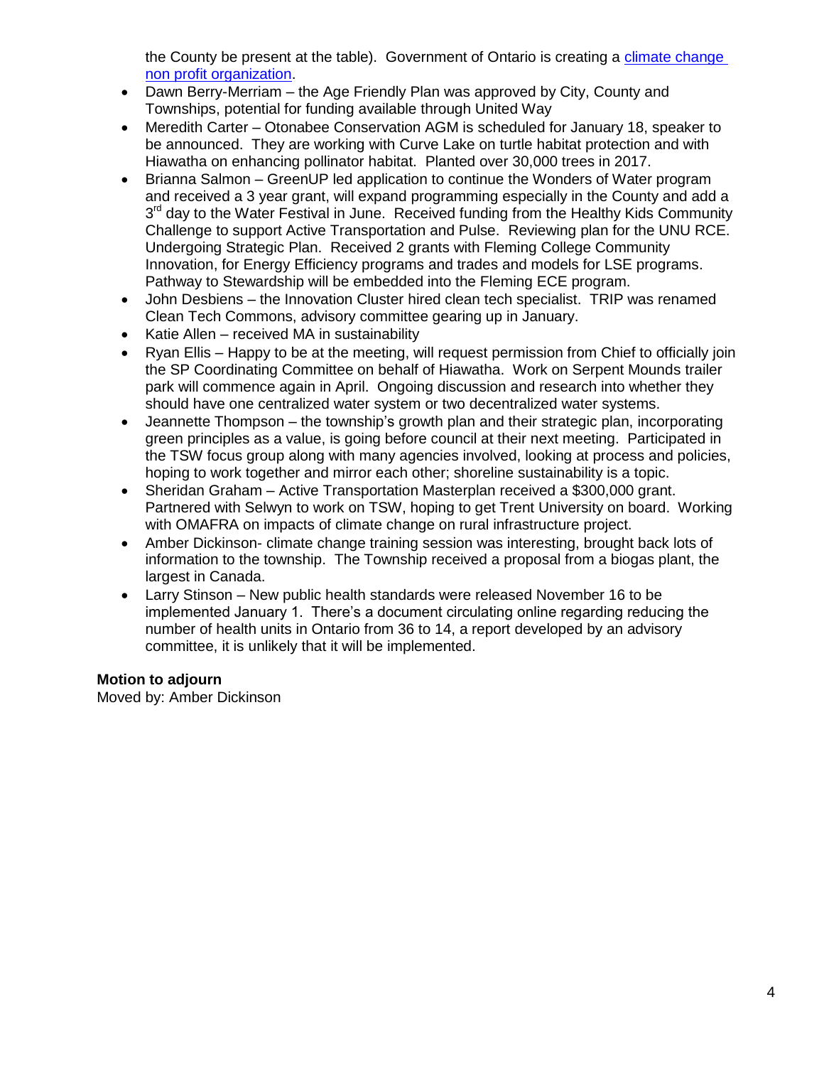the County be present at the table). Government of Ontario is creating a climate change non profit organization.

- Dawn Berry-Merriam – the Age Friendly Plan was approved by City, County and Townships, potential for funding available through United Way
- Meredith Carter – Otonabee Conservation AGM is scheduled for January 18, speaker to be announced. They are working with Curve Lake on turtle habitat protection and with Hiawatha on enhancing pollinator habitat. Planted over 30,000 trees in 2017.
- Brianna Salmon – GreenUP led application to continue the Wonders of Water program and received a 3 year grant, will expand programming especially in the County and add a 3rd day to the Water Festival in June. Received funding from the Healthy Kids Community Challenge to support Active Transportation and Pulse. Reviewing plan for the UNU RCE. Undergoing Strategic Plan. Received 2 grants with Fleming College Community Innovation, for Energy Efficiency programs and trades and models for LSE programs. Pathway to Stewardship will be embedded into the Fleming ECE program.
- John Desbiens – the Innovation Cluster hired clean tech specialist. TRIP was renamed Clean Tech Commons, advisory committee gearing up in January.
- Katie Allen – received MA in sustainability
- Ryan Ellis – Happy to be at the meeting, will request permission from Chief to officially join the SP Coordinating Committee on behalf of Hiawatha. Work on Serpent Mounds trailer park will commence again in April. Ongoing discussion and research into whether they should have one centralized water system or two decentralized water systems.
- Jeannette Thompson – the township's growth plan and their strategic plan, incorporating green principles as a value, is going before council at their next meeting. Participated in the TSW focus group along with many agencies involved, looking at process and policies, hoping to work together and mirror each other; shoreline sustainability is a topic.
- Sheridan Graham – Active Transportation Masterplan received a $300,000 grant. Partnered with Selwyn to work on TSW, hoping to get Trent University on board. Working with OMAFRA on impacts of climate change on rural infrastructure project.
- Amber Dickinson- climate change training session was interesting, brought back lots of information to the township. The Township received a proposal from a biogas plant, the largest in Canada.
- Larry Stinson – New public health standards were released November 16 to be implemented January 1. There's a document circulating online regarding reducing the number of health units in Ontario from 36 to 14, a report developed by an advisory committee, it is unlikely that it will be implemented.

**Motion to adjourn**
Moved by: Amber Dickinson